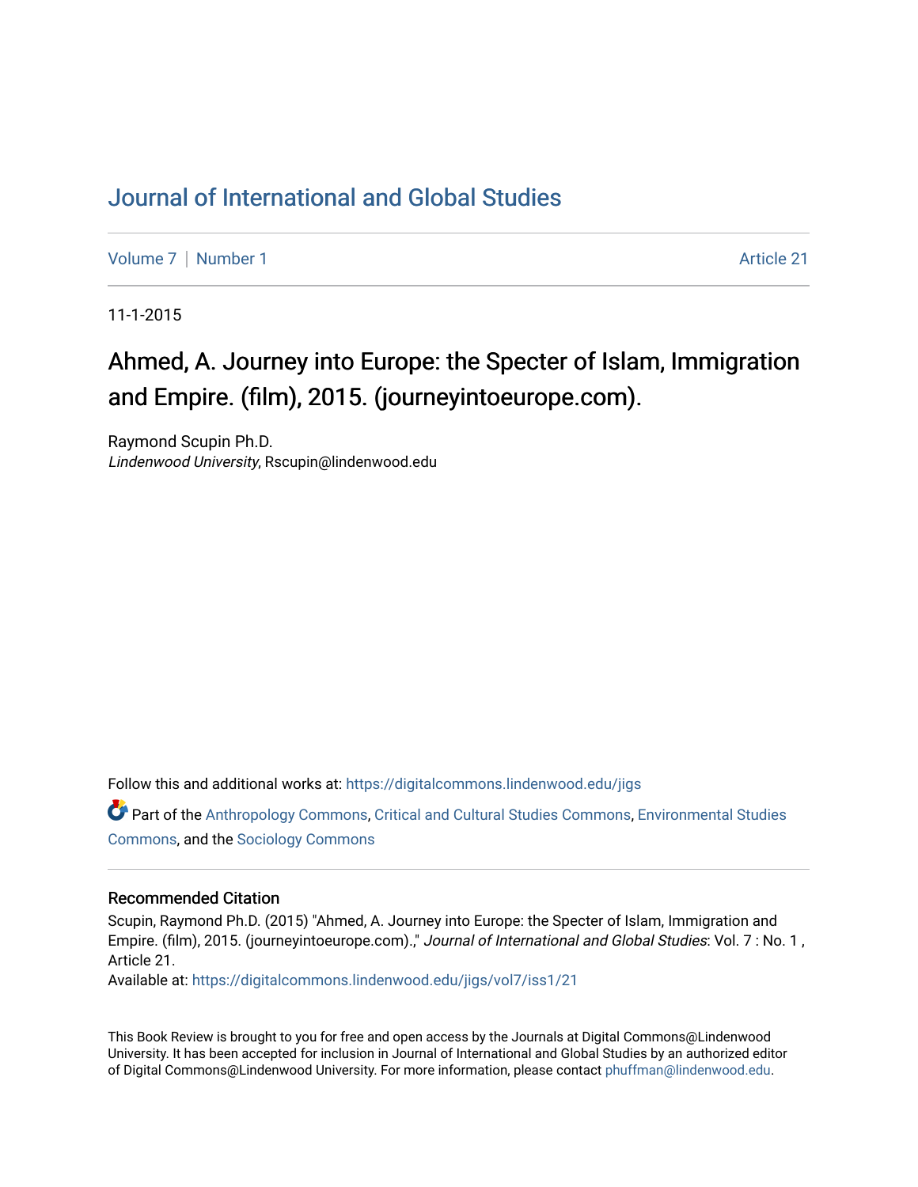# Journal of International and Global Studies

Volume 7 | Number 1 | Article 21

11-1-2015

## Ahmed, A. Journey into Europe: the Specter of Islam, Immigration and Empire. (film), 2015. (journeyintoeurope.com).

Raymond Scupin Ph.D.
*Lindenwood University*, Rscupin@lindenwood.edu

Follow this and additional works at: https://digitalcommons.lindenwood.edu/jigs

Part of the Anthropology Commons, Critical and Cultural Studies Commons, Environmental Studies Commons, and the Sociology Commons

### Recommended Citation

Scupin, Raymond Ph.D. (2015) "Ahmed, A. Journey into Europe: the Specter of Islam, Immigration and Empire. (film), 2015. (journeyintoeurope.com).," *Journal of International and Global Studies*: Vol. 7 : No. 1 , Article 21.
Available at: https://digitalcommons.lindenwood.edu/jigs/vol7/iss1/21

This Book Review is brought to you for free and open access by the Journals at Digital Commons@Lindenwood University. It has been accepted for inclusion in Journal of International and Global Studies by an authorized editor of Digital Commons@Lindenwood University. For more information, please contact phuffman@lindenwood.edu.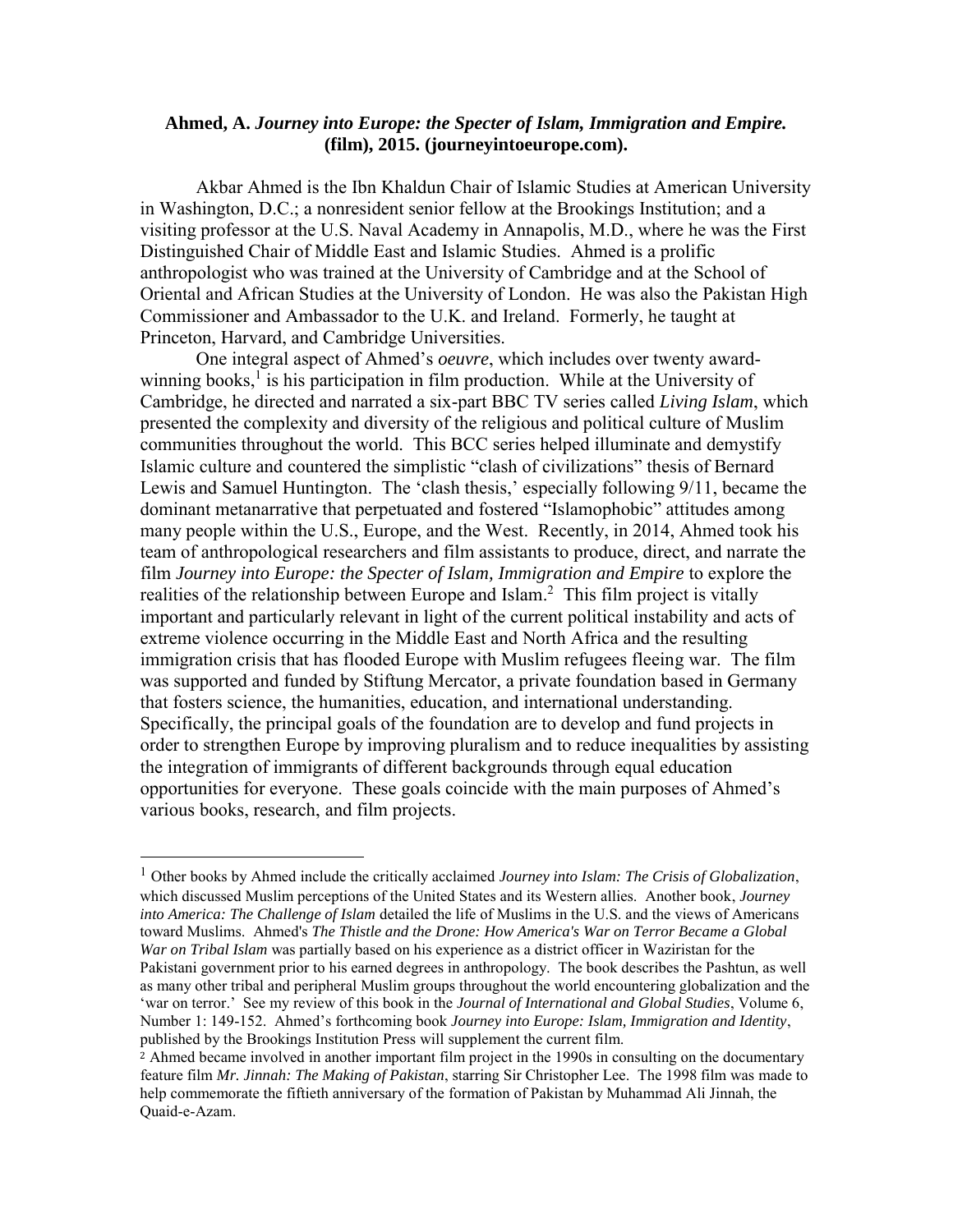**Ahmed, A. *Journey into Europe: the Specter of Islam, Immigration and Empire.* (film), 2015. (journeyintoeurope.com).**

Akbar Ahmed is the Ibn Khaldun Chair of Islamic Studies at American University in Washington, D.C.; a nonresident senior fellow at the Brookings Institution; and a visiting professor at the U.S. Naval Academy in Annapolis, M.D., where he was the First Distinguished Chair of Middle East and Islamic Studies. Ahmed is a prolific anthropologist who was trained at the University of Cambridge and at the School of Oriental and African Studies at the University of London. He was also the Pakistan High Commissioner and Ambassador to the U.K. and Ireland. Formerly, he taught at Princeton, Harvard, and Cambridge Universities.

One integral aspect of Ahmed's *oeuvre*, which includes over twenty award-winning books,[1] is his participation in film production. While at the University of Cambridge, he directed and narrated a six-part BBC TV series called *Living Islam*, which presented the complexity and diversity of the religious and political culture of Muslim communities throughout the world. This BCC series helped illuminate and demystify Islamic culture and countered the simplistic "clash of civilizations" thesis of Bernard Lewis and Samuel Huntington. The 'clash thesis,' especially following 9/11, became the dominant metanarrative that perpetuated and fostered "Islamophobic" attitudes among many people within the U.S., Europe, and the West. Recently, in 2014, Ahmed took his team of anthropological researchers and film assistants to produce, direct, and narrate the film *Journey into Europe: the Specter of Islam, Immigration and Empire* to explore the realities of the relationship between Europe and Islam.[2] This film project is vitally important and particularly relevant in light of the current political instability and acts of extreme violence occurring in the Middle East and North Africa and the resulting immigration crisis that has flooded Europe with Muslim refugees fleeing war. The film was supported and funded by Stiftung Mercator, a private foundation based in Germany that fosters science, the humanities, education, and international understanding. Specifically, the principal goals of the foundation are to develop and fund projects in order to strengthen Europe by improving pluralism and to reduce inequalities by assisting the integration of immigrants of different backgrounds through equal education opportunities for everyone. These goals coincide with the main purposes of Ahmed's various books, research, and film projects.

---

[1] Other books by Ahmed include the critically acclaimed *Journey into Islam: The Crisis of Globalization*, which discussed Muslim perceptions of the United States and its Western allies. Another book, *Journey into America: The Challenge of Islam* detailed the life of Muslims in the U.S. and the views of Americans toward Muslims. Ahmed's *The Thistle and the Drone: How America's War on Terror Became a Global War on Tribal Islam* was partially based on his experience as a district officer in Waziristan for the Pakistani government prior to his earned degrees in anthropology. The book describes the Pashtun, as well as many other tribal and peripheral Muslim groups throughout the world encountering globalization and the 'war on terror.' See my review of this book in the *Journal of International and Global Studies*, Volume 6, Number 1: 149-152. Ahmed's forthcoming book *Journey into Europe: Islam, Immigration and Identity*, published by the Brookings Institution Press will supplement the current film.

[2] Ahmed became involved in another important film project in the 1990s in consulting on the documentary feature film *Mr. Jinnah: The Making of Pakistan*, starring Sir Christopher Lee. The 1998 film was made to help commemorate the fiftieth anniversary of the formation of Pakistan by Muhammad Ali Jinnah, the Quaid-e-Azam.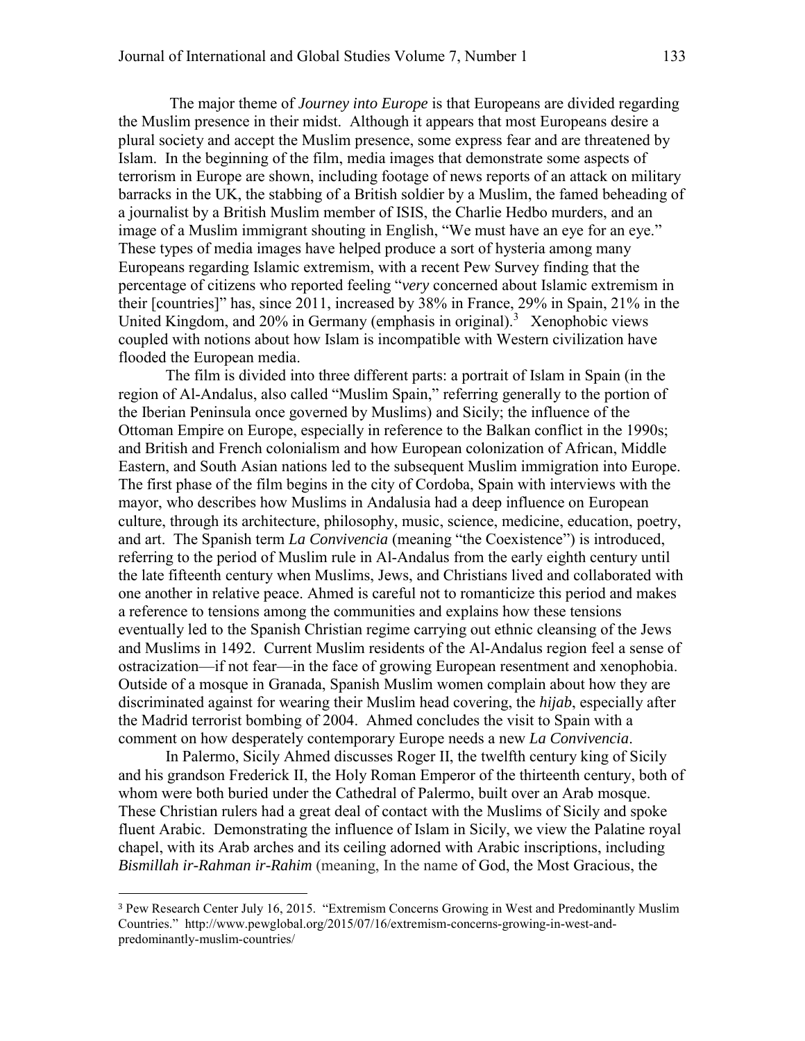The major theme of *Journey into Europe* is that Europeans are divided regarding the Muslim presence in their midst. Although it appears that most Europeans desire a plural society and accept the Muslim presence, some express fear and are threatened by Islam. In the beginning of the film, media images that demonstrate some aspects of terrorism in Europe are shown, including footage of news reports of an attack on military barracks in the UK, the stabbing of a British soldier by a Muslim, the famed beheading of a journalist by a British Muslim member of ISIS, the Charlie Hedbo murders, and an image of a Muslim immigrant shouting in English, "We must have an eye for an eye." These types of media images have helped produce a sort of hysteria among many Europeans regarding Islamic extremism, with a recent Pew Survey finding that the percentage of citizens who reported feeling "*very* concerned about Islamic extremism in their [countries]" has, since 2011, increased by 38% in France, 29% in Spain, 21% in the United Kingdom, and 20% in Germany (emphasis in original).[3] Xenophobic views coupled with notions about how Islam is incompatible with Western civilization have flooded the European media.

The film is divided into three different parts: a portrait of Islam in Spain (in the region of Al-Andalus, also called "Muslim Spain," referring generally to the portion of the Iberian Peninsula once governed by Muslims) and Sicily; the influence of the Ottoman Empire on Europe, especially in reference to the Balkan conflict in the 1990s; and British and French colonialism and how European colonization of African, Middle Eastern, and South Asian nations led to the subsequent Muslim immigration into Europe. The first phase of the film begins in the city of Cordoba, Spain with interviews with the mayor, who describes how Muslims in Andalusia had a deep influence on European culture, through its architecture, philosophy, music, science, medicine, education, poetry, and art. The Spanish term *La Convivencia* (meaning "the Coexistence") is introduced, referring to the period of Muslim rule in Al-Andalus from the early eighth century until the late fifteenth century when Muslims, Jews, and Christians lived and collaborated with one another in relative peace. Ahmed is careful not to romanticize this period and makes a reference to tensions among the communities and explains how these tensions eventually led to the Spanish Christian regime carrying out ethnic cleansing of the Jews and Muslims in 1492. Current Muslim residents of the Al-Andalus region feel a sense of ostracization—if not fear—in the face of growing European resentment and xenophobia. Outside of a mosque in Granada, Spanish Muslim women complain about how they are discriminated against for wearing their Muslim head covering, the *hijab*, especially after the Madrid terrorist bombing of 2004. Ahmed concludes the visit to Spain with a comment on how desperately contemporary Europe needs a new *La Convivencia*.

In Palermo, Sicily Ahmed discusses Roger II, the twelfth century king of Sicily and his grandson Frederick II, the Holy Roman Emperor of the thirteenth century, both of whom were both buried under the Cathedral of Palermo, built over an Arab mosque. These Christian rulers had a great deal of contact with the Muslims of Sicily and spoke fluent Arabic. Demonstrating the influence of Islam in Sicily, we view the Palatine royal chapel, with its Arab arches and its ceiling adorned with Arabic inscriptions, including *Bismillah ir-Rahman ir-Rahim* (meaning, In the name of God, the Most Gracious, the

---

[3] Pew Research Center July 16, 2015. "Extremism Concerns Growing in West and Predominantly Muslim Countries." http://www.pewglobal.org/2015/07/16/extremism-concerns-growing-in-west-and-predominantly-muslim-countries/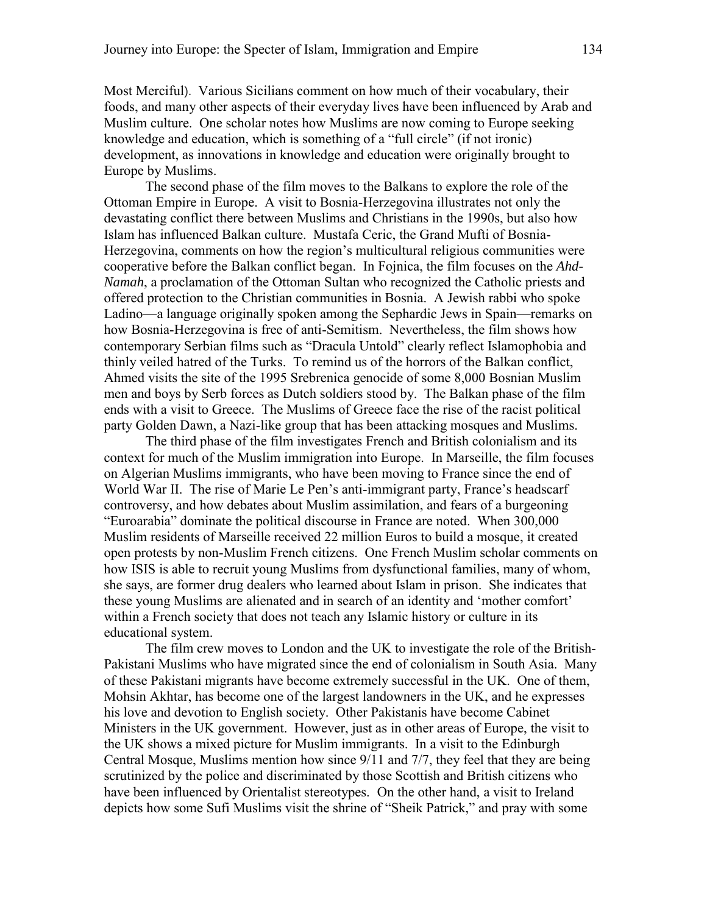Most Merciful). Various Sicilians comment on how much of their vocabulary, their foods, and many other aspects of their everyday lives have been influenced by Arab and Muslim culture. One scholar notes how Muslims are now coming to Europe seeking knowledge and education, which is something of a "full circle" (if not ironic) development, as innovations in knowledge and education were originally brought to Europe by Muslims.

The second phase of the film moves to the Balkans to explore the role of the Ottoman Empire in Europe. A visit to Bosnia-Herzegovina illustrates not only the devastating conflict there between Muslims and Christians in the 1990s, but also how Islam has influenced Balkan culture. Mustafa Ceric, the Grand Mufti of Bosnia-Herzegovina, comments on how the region's multicultural religious communities were cooperative before the Balkan conflict began. In Fojnica, the film focuses on the *Ahd-Namah*, a proclamation of the Ottoman Sultan who recognized the Catholic priests and offered protection to the Christian communities in Bosnia. A Jewish rabbi who spoke Ladino—a language originally spoken among the Sephardic Jews in Spain—remarks on how Bosnia-Herzegovina is free of anti-Semitism. Nevertheless, the film shows how contemporary Serbian films such as "Dracula Untold" clearly reflect Islamophobia and thinly veiled hatred of the Turks. To remind us of the horrors of the Balkan conflict, Ahmed visits the site of the 1995 Srebrenica genocide of some 8,000 Bosnian Muslim men and boys by Serb forces as Dutch soldiers stood by. The Balkan phase of the film ends with a visit to Greece. The Muslims of Greece face the rise of the racist political party Golden Dawn, a Nazi-like group that has been attacking mosques and Muslims.

The third phase of the film investigates French and British colonialism and its context for much of the Muslim immigration into Europe. In Marseille, the film focuses on Algerian Muslims immigrants, who have been moving to France since the end of World War II. The rise of Marie Le Pen's anti-immigrant party, France's headscarf controversy, and how debates about Muslim assimilation, and fears of a burgeoning "Euroarabia" dominate the political discourse in France are noted. When 300,000 Muslim residents of Marseille received 22 million Euros to build a mosque, it created open protests by non-Muslim French citizens. One French Muslim scholar comments on how ISIS is able to recruit young Muslims from dysfunctional families, many of whom, she says, are former drug dealers who learned about Islam in prison. She indicates that these young Muslims are alienated and in search of an identity and 'mother comfort' within a French society that does not teach any Islamic history or culture in its educational system.

The film crew moves to London and the UK to investigate the role of the British-Pakistani Muslims who have migrated since the end of colonialism in South Asia. Many of these Pakistani migrants have become extremely successful in the UK. One of them, Mohsin Akhtar, has become one of the largest landowners in the UK, and he expresses his love and devotion to English society. Other Pakistanis have become Cabinet Ministers in the UK government. However, just as in other areas of Europe, the visit to the UK shows a mixed picture for Muslim immigrants. In a visit to the Edinburgh Central Mosque, Muslims mention how since 9/11 and 7/7, they feel that they are being scrutinized by the police and discriminated by those Scottish and British citizens who have been influenced by Orientalist stereotypes. On the other hand, a visit to Ireland depicts how some Sufi Muslims visit the shrine of "Sheik Patrick," and pray with some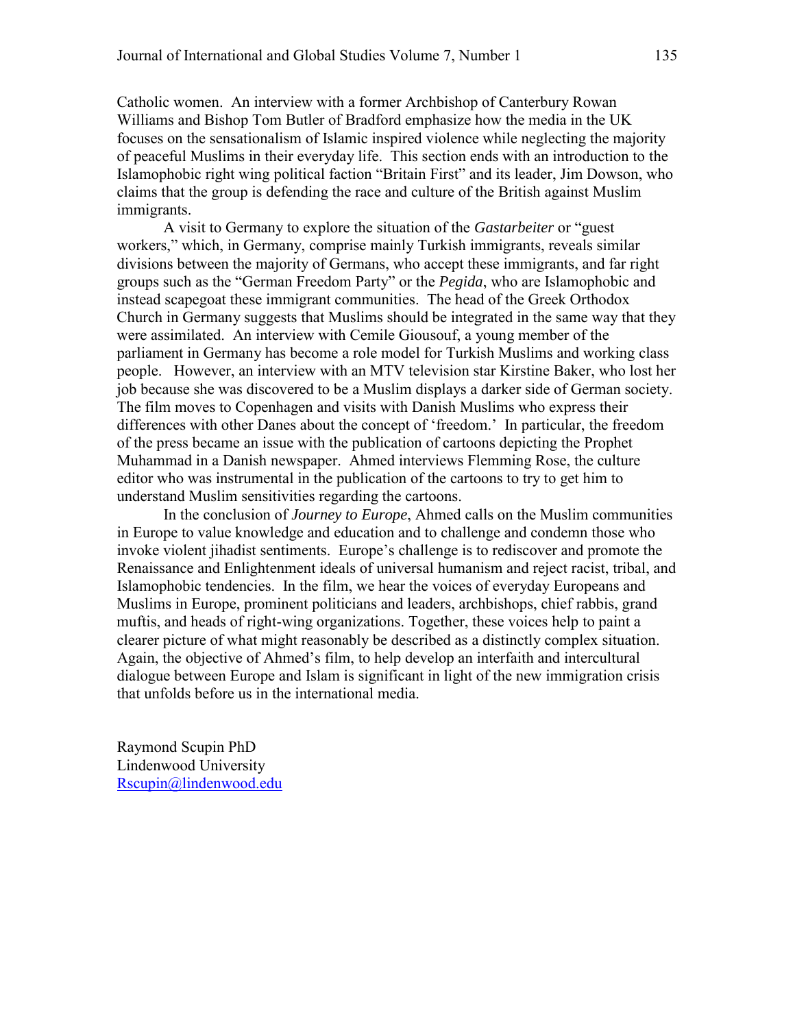Catholic women. An interview with a former Archbishop of Canterbury Rowan Williams and Bishop Tom Butler of Bradford emphasize how the media in the UK focuses on the sensationalism of Islamic inspired violence while neglecting the majority of peaceful Muslims in their everyday life. This section ends with an introduction to the Islamophobic right wing political faction "Britain First" and its leader, Jim Dowson, who claims that the group is defending the race and culture of the British against Muslim immigrants.

A visit to Germany to explore the situation of the *Gastarbeiter* or "guest workers," which, in Germany, comprise mainly Turkish immigrants, reveals similar divisions between the majority of Germans, who accept these immigrants, and far right groups such as the "German Freedom Party" or the *Pegida*, who are Islamophobic and instead scapegoat these immigrant communities. The head of the Greek Orthodox Church in Germany suggests that Muslims should be integrated in the same way that they were assimilated. An interview with Cemile Giousouf, a young member of the parliament in Germany has become a role model for Turkish Muslims and working class people. However, an interview with an MTV television star Kirstine Baker, who lost her job because she was discovered to be a Muslim displays a darker side of German society. The film moves to Copenhagen and visits with Danish Muslims who express their differences with other Danes about the concept of 'freedom.' In particular, the freedom of the press became an issue with the publication of cartoons depicting the Prophet Muhammad in a Danish newspaper. Ahmed interviews Flemming Rose, the culture editor who was instrumental in the publication of the cartoons to try to get him to understand Muslim sensitivities regarding the cartoons.

In the conclusion of *Journey to Europe*, Ahmed calls on the Muslim communities in Europe to value knowledge and education and to challenge and condemn those who invoke violent jihadist sentiments. Europe's challenge is to rediscover and promote the Renaissance and Enlightenment ideals of universal humanism and reject racist, tribal, and Islamophobic tendencies. In the film, we hear the voices of everyday Europeans and Muslims in Europe, prominent politicians and leaders, archbishops, chief rabbis, grand muftis, and heads of right-wing organizations. Together, these voices help to paint a clearer picture of what might reasonably be described as a distinctly complex situation. Again, the objective of Ahmed's film, to help develop an interfaith and intercultural dialogue between Europe and Islam is significant in light of the new immigration crisis that unfolds before us in the international media.

Raymond Scupin PhD
Lindenwood University
Rscupin@lindenwood.edu